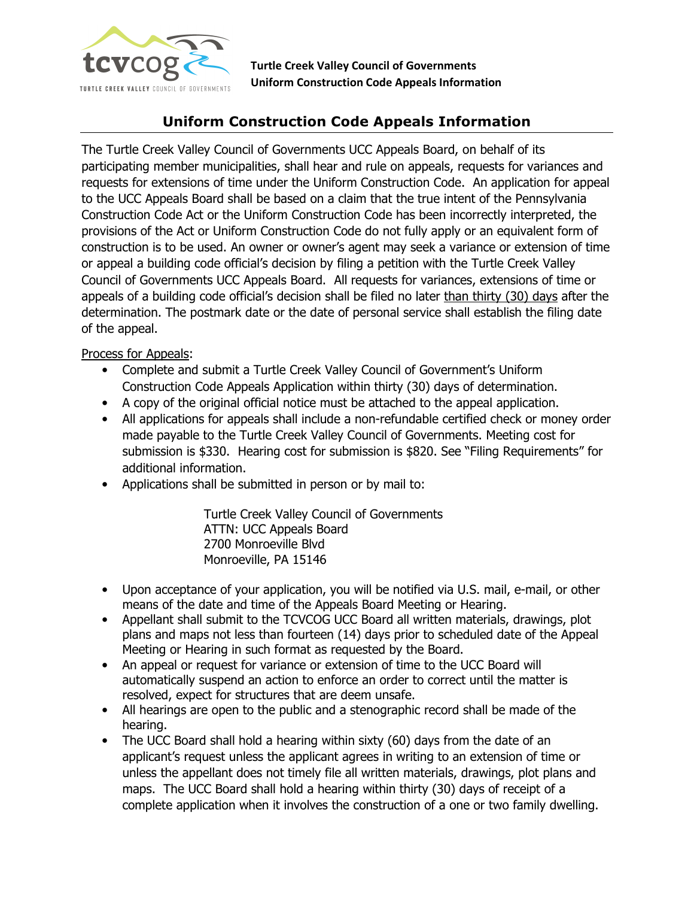Turtle Creek Valley Council of Governments
Uniform Construction Code Appeals Information

# Uniform Construction Code Appeals Information

The Turtle Creek Valley Council of Governments UCC Appeals Board, on behalf of its participating member municipalities, shall hear and rule on appeals, requests for variances and requests for extensions of time under the Uniform Construction Code. An application for appeal to the UCC Appeals Board shall be based on a claim that the true intent of the Pennsylvania Construction Code Act or the Uniform Construction Code has been incorrectly interpreted, the provisions of the Act or Uniform Construction Code do not fully apply or an equivalent form of construction is to be used. An owner or owner's agent may seek a variance or extension of time or appeal a building code official's decision by filing a petition with the Turtle Creek Valley Council of Governments UCC Appeals Board. All requests for variances, extensions of time or appeals of a building code official's decision shall be filed no later than thirty (30) days after the determination. The postmark date or the date of personal service shall establish the filing date of the appeal.

Process for Appeals:

- Complete and submit a Turtle Creek Valley Council of Government's Uniform Construction Code Appeals Application within thirty (30) days of determination.
- A copy of the original official notice must be attached to the appeal application.
- All applications for appeals shall include a non-refundable certified check or money order made payable to the Turtle Creek Valley Council of Governments. Meeting cost for submission is $330. Hearing cost for submission is $820. See "Filing Requirements" for additional information.
- Applications shall be submitted in person or by mail to:

  Turtle Creek Valley Council of Governments
  ATTN: UCC Appeals Board
  2700 Monroeville Blvd
  Monroeville, PA 15146

- Upon acceptance of your application, you will be notified via U.S. mail, e-mail, or other means of the date and time of the Appeals Board Meeting or Hearing.
- Appellant shall submit to the TCVCOG UCC Board all written materials, drawings, plot plans and maps not less than fourteen (14) days prior to scheduled date of the Appeal Meeting or Hearing in such format as requested by the Board.
- An appeal or request for variance or extension of time to the UCC Board will automatically suspend an action to enforce an order to correct until the matter is resolved, expect for structures that are deem unsafe.
- All hearings are open to the public and a stenographic record shall be made of the hearing.
- The UCC Board shall hold a hearing within sixty (60) days from the date of an applicant's request unless the applicant agrees in writing to an extension of time or unless the appellant does not timely file all written materials, drawings, plot plans and maps. The UCC Board shall hold a hearing within thirty (30) days of receipt of a complete application when it involves the construction of a one or two family dwelling.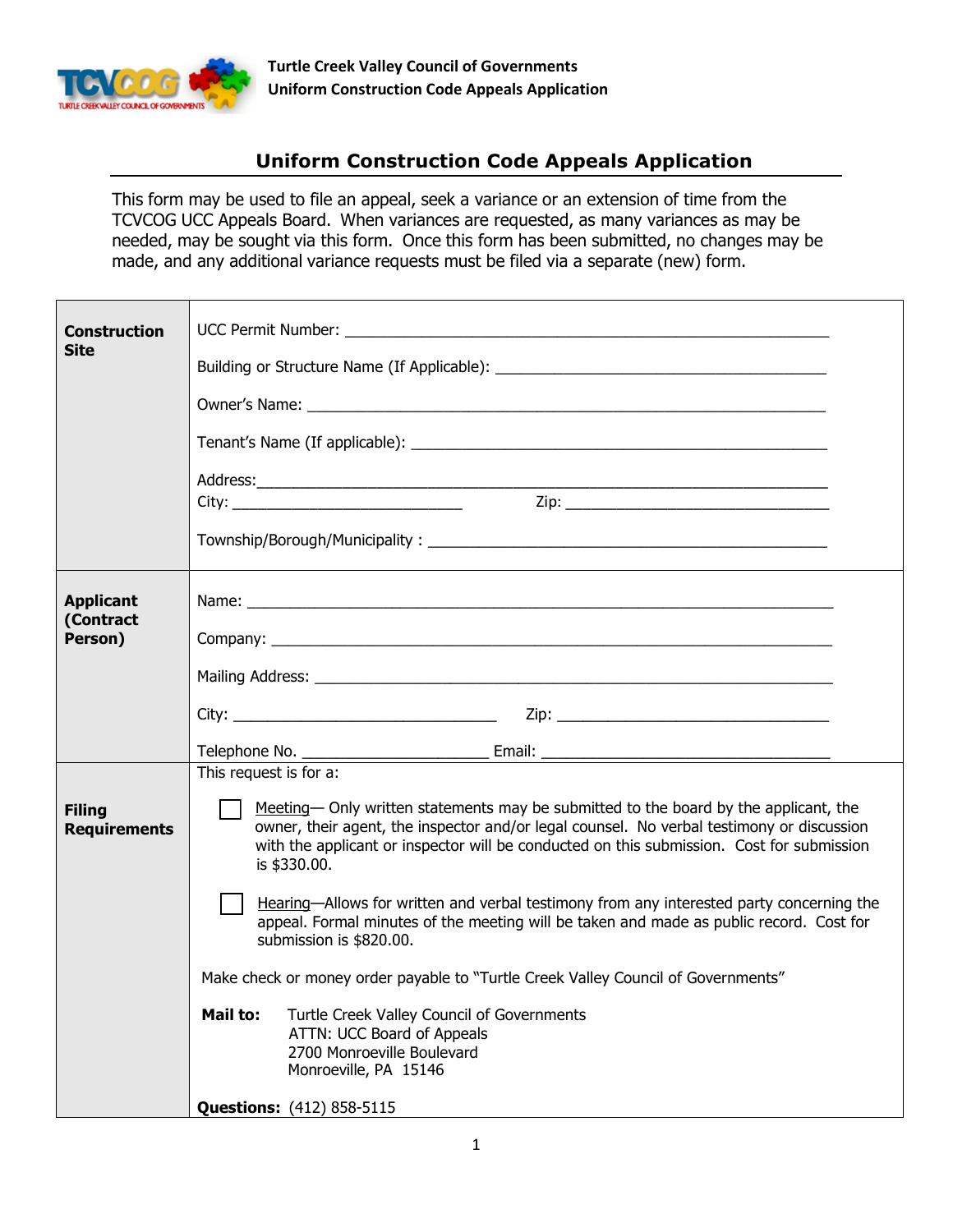# Uniform Construction Code Appeals Application

This form may be used to file an appeal, seek a variance or an extension of time from the TCVCOG UCC Appeals Board. When variances are requested, as many variances as may be needed, may be sought via this form. Once this form has been submitted, no changes may be made, and any additional variance requests must be filed via a separate (new) form.

| | |
|---|---|
| **Construction Site** | UCC Permit Number: \_\_\_\_\_\_\_\_\_\_<br>Building or Structure Name (If Applicable): \_\_\_\_\_\_\_\_\_\_<br>Owner's Name: \_\_\_\_\_\_\_\_\_\_<br>Tenant's Name (If applicable): \_\_\_\_\_\_\_\_\_\_<br>Address: \_\_\_\_\_\_\_\_\_\_<br>City: \_\_\_\_\_\_\_\_\_\_ Zip: \_\_\_\_\_\_\_\_\_\_<br>Township/Borough/Municipality : \_\_\_\_\_\_\_\_\_\_ |
| **Applicant (Contract Person)** | Name: \_\_\_\_\_\_\_\_\_\_<br>Company: \_\_\_\_\_\_\_\_\_\_<br>Mailing Address: \_\_\_\_\_\_\_\_\_\_<br>City: \_\_\_\_\_\_\_\_\_\_ Zip: \_\_\_\_\_\_\_\_\_\_<br>Telephone No. \_\_\_\_\_\_\_\_\_\_ Email: \_\_\_\_\_\_\_\_\_\_ |
| **Filing Requirements** | This request is for a:<br>☐ Meeting— Only written statements may be submitted to the board by the applicant, the owner, their agent, the inspector and/or legal counsel. No verbal testimony or discussion with the applicant or inspector will be conducted on this submission. Cost for submission is $330.00.<br>☐ Hearing—Allows for written and verbal testimony from any interested party concerning the appeal. Formal minutes of the meeting will be taken and made as public record. Cost for submission is $820.00.<br>Make check or money order payable to "Turtle Creek Valley Council of Governments"<br>**Mail to:** Turtle Creek Valley Council of Governments<br>ATTN: UCC Board of Appeals<br>2700 Monroeville Boulevard<br>Monroeville, PA 15146<br>**Questions:** (412) 858-5115 |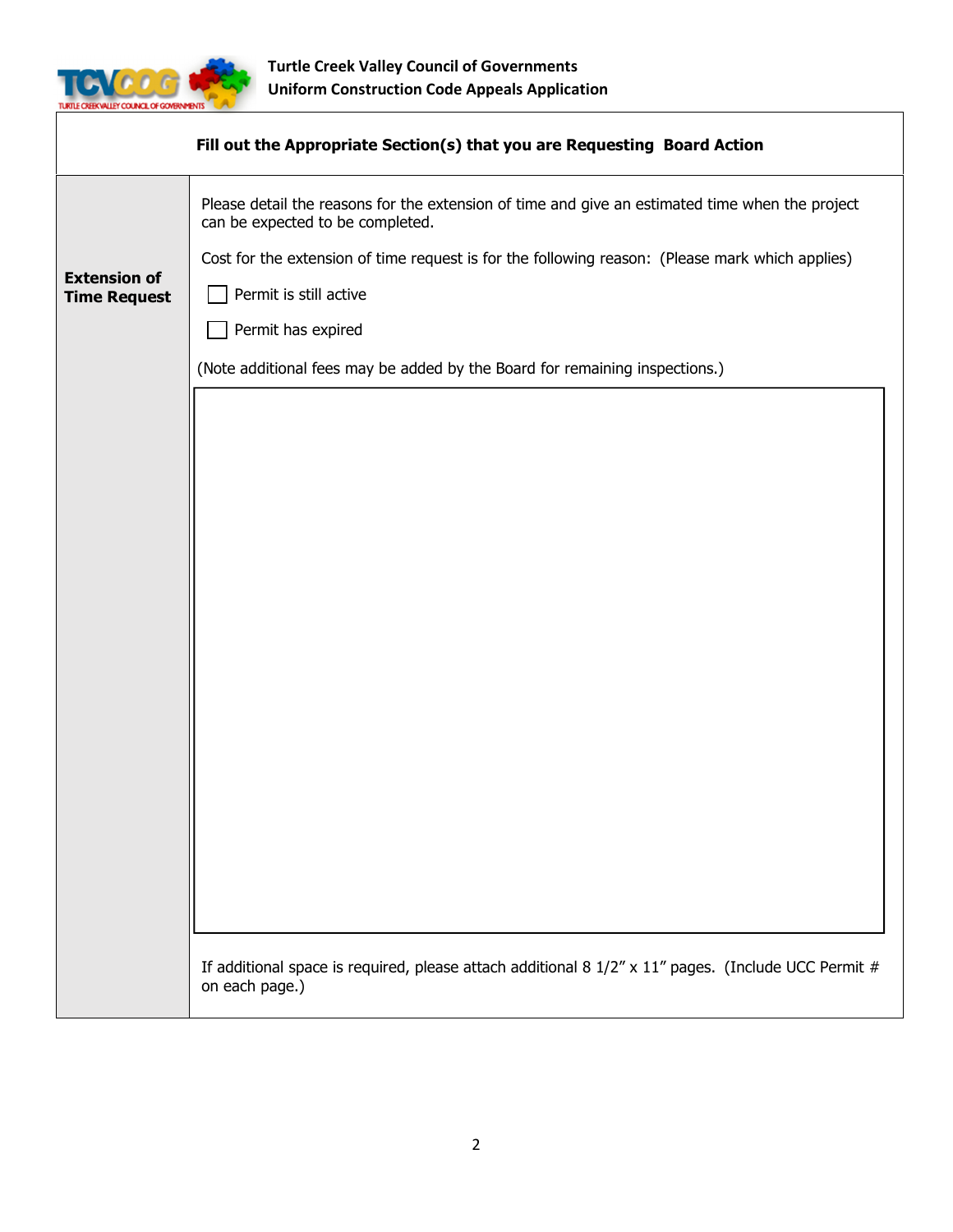**Turtle Creek Valley Council of Governments**
**Uniform Construction Code Appeals Application**

**Fill out the Appropriate Section(s) that you are Requesting Board Action**

**Extension of Time Request**

Please detail the reasons for the extension of time and give an estimated time when the project can be expected to be completed.

Cost for the extension of time request is for the following reason: (Please mark which applies)

- ☐ Permit is still active
- ☐ Permit has expired

(Note additional fees may be added by the Board for remaining inspections.)

If additional space is required, please attach additional 8 1/2" x 11" pages. (Include UCC Permit # on each page.)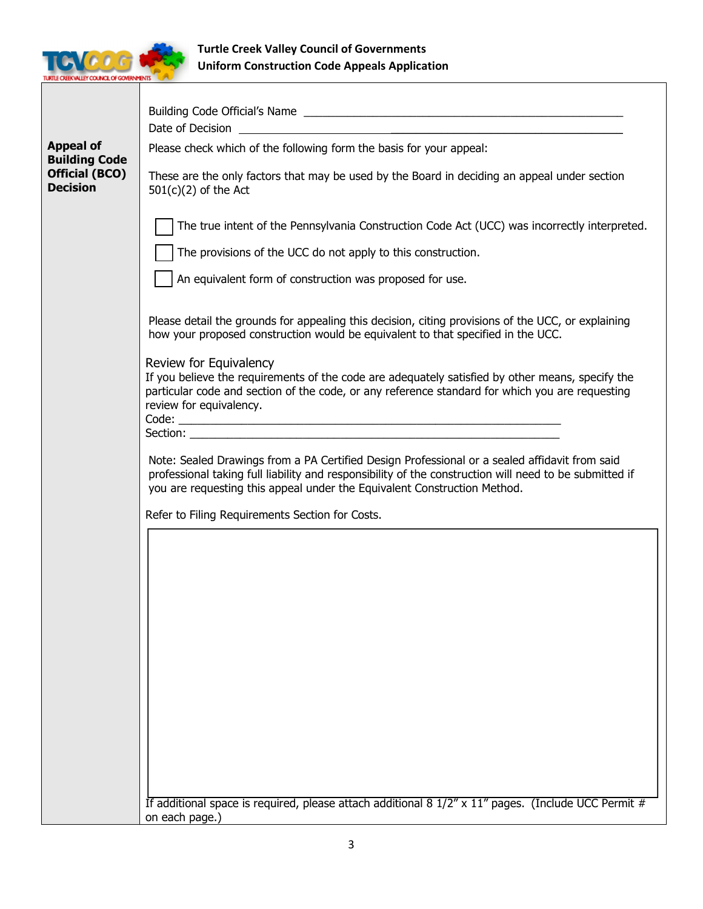**Turtle Creek Valley Council of Governments**
**Uniform Construction Code Appeals Application**

## Appeal of Building Code Official (BCO) Decision

Building Code Official's Name ______________________________________________

Date of Decision ______________________________________________

Please check which of the following form the basis for your appeal:

These are the only factors that may be used by the Board in deciding an appeal under section 501(c)(2) of the Act

- ☐ The true intent of the Pennsylvania Construction Code Act (UCC) was incorrectly interpreted.
- ☐ The provisions of the UCC do not apply to this construction.
- ☐ An equivalent form of construction was proposed for use.

Please detail the grounds for appealing this decision, citing provisions of the UCC, or explaining how your proposed construction would be equivalent to that specified in the UCC.

### Review for Equivalency

If you believe the requirements of the code are adequately satisfied by other means, specify the particular code and section of the code, or any reference standard for which you are requesting review for equivalency.

Code: ______________________________________________

Section: ______________________________________________

Note: Sealed Drawings from a PA Certified Design Professional or a sealed affidavit from said professional taking full liability and responsibility of the construction will need to be submitted if you are requesting this appeal under the Equivalent Construction Method.

Refer to Filing Requirements Section for Costs.

If additional space is required, please attach additional 8 1/2" x 11" pages. (Include UCC Permit # on each page.)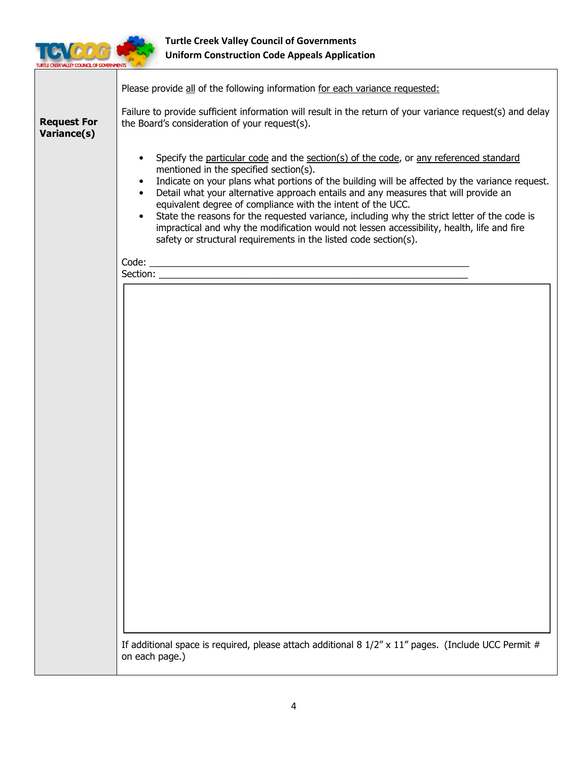**Turtle Creek Valley Council of Governments**
**Uniform Construction Code Appeals Application**

## Request For Variance(s)

Please provide all of the following information for each variance requested:

Failure to provide sufficient information will result in the return of your variance request(s) and delay the Board's consideration of your request(s).

- Specify the particular code and the section(s) of the code, or any referenced standard mentioned in the specified section(s).
- Indicate on your plans what portions of the building will be affected by the variance request.
- Detail what your alternative approach entails and any measures that will provide an equivalent degree of compliance with the intent of the UCC.
- State the reasons for the requested variance, including why the strict letter of the code is impractical and why the modification would not lessen accessibility, health, life and fire safety or structural requirements in the listed code section(s).

Code: ___________________________________________________________

Section: _________________________________________________________

If additional space is required, please attach additional 8 1/2" x 11" pages. (Include UCC Permit # on each page.)